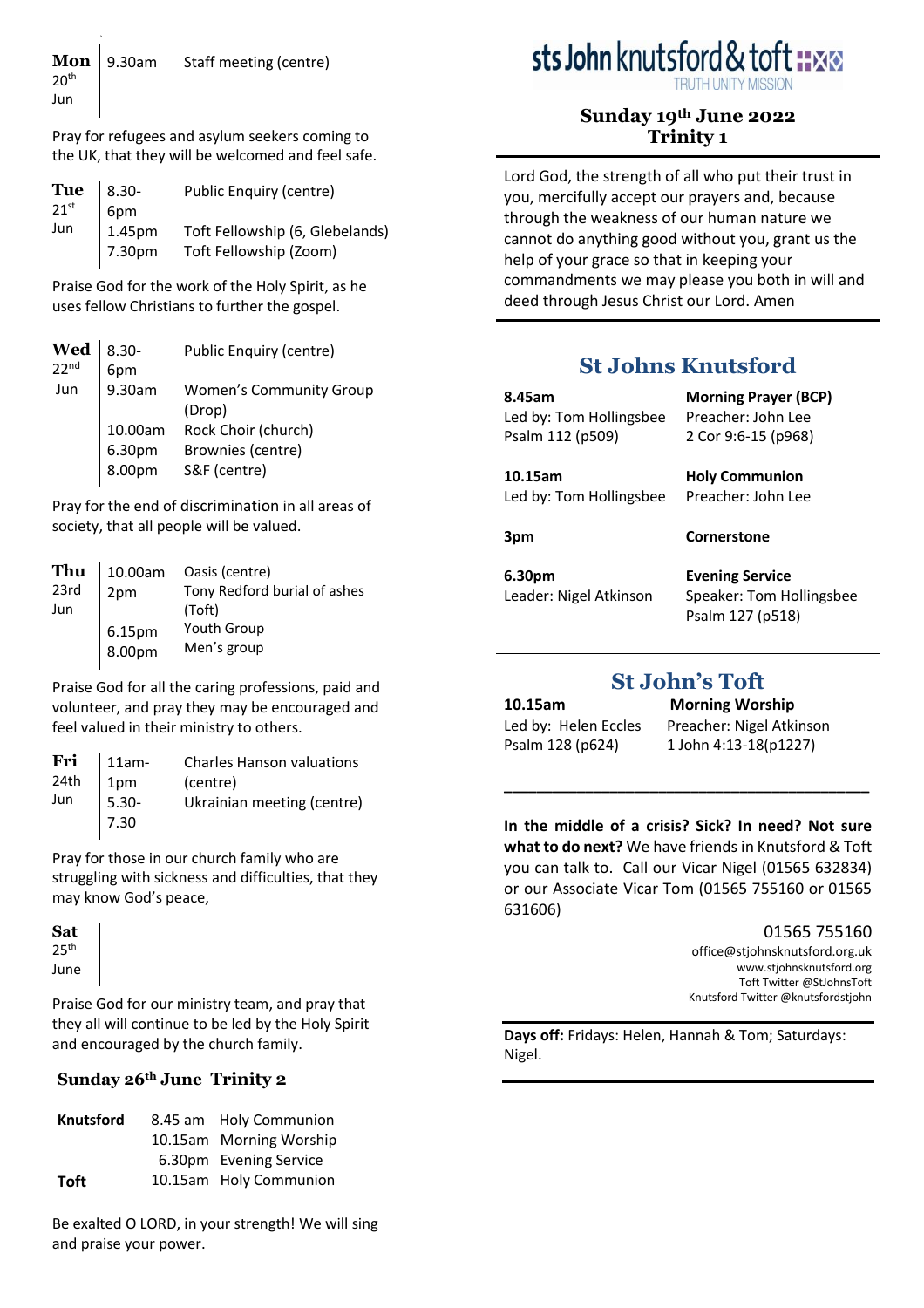**Mon** 20th Jun

| | |
|---|---|
| 9.30am | Staff meeting (centre) |

Pray for refugees and asylum seekers coming to the UK, that they will be welcomed and feel safe.

**Tue** 21st Jun

| | |
|---|---|
| 8.30-6pm | Public Enquiry (centre) |
| 1.45pm | Toft Fellowship (6, Glebelands) |
| 7.30pm | Toft Fellowship (Zoom) |

Praise God for the work of the Holy Spirit, as he uses fellow Christians to further the gospel.

**Wed** 22nd Jun

| | |
|---|---|
| 8.30-6pm | Public Enquiry (centre) |
| 9.30am | Women's Community Group (Drop) |
| 10.00am | Rock Choir (church) |
| 6.30pm | Brownies (centre) |
| 8.00pm | S&F (centre) |

Pray for the end of discrimination in all areas of society, that all people will be valued.

**Thu** 23rd Jun

| | |
|---|---|
| 10.00am | Oasis (centre) |
| 2pm | Tony Redford burial of ashes (Toft) |
| 6.15pm | Youth Group |
| 8.00pm | Men's group |

Praise God for all the caring professions, paid and volunteer, and pray they may be encouraged and feel valued in their ministry to others.

**Fri** 24th Jun

| | |
|---|---|
| 11am-1pm | Charles Hanson valuations (centre) |
| 5.30-7.30 | Ukrainian meeting (centre) |

Pray for those in our church family who are struggling with sickness and difficulties, that they may know God's peace,

**Sat** 25th June

Praise God for our ministry team, and pray that they all will continue to be led by the Holy Spirit and encouraged by the church family.

### Sunday 26th June Trinity 2

| | | |
|---|---|---|
| **Knutsford** | 8.45 am | Holy Communion |
| | 10.15am | Morning Worship |
| | 6.30pm | Evening Service |
| **Toft** | 10.15am | Holy Communion |

Be exalted O LORD, in your strength! We will sing and praise your power.

sts John knutsford & toft
TRUTH UNITY MISSION

## Sunday 19th June 2022
## Trinity 1

Lord God, the strength of all who put their trust in you, mercifully accept our prayers and, because through the weakness of our human nature we cannot do anything good without you, grant us the help of your grace so that in keeping your commandments we may please you both in will and deed through Jesus Christ our Lord. Amen

## St Johns Knutsford

| | |
|---|---|
| **8.45am** | **Morning Prayer (BCP)** |
| Led by: Tom Hollingsbee | Preacher: John Lee |
| Psalm 112 (p509) | 2 Cor 9:6-15 (p968) |
| **10.15am** | **Holy Communion** |
| Led by: Tom Hollingsbee | Preacher: John Lee |
| **3pm** | **Cornerstone** |
| **6.30pm** | **Evening Service** |
| Leader: Nigel Atkinson | Speaker: Tom Hollingsbee |
| | Psalm 127 (p518) |

## St John's Toft

| | |
|---|---|
| **10.15am** | **Morning Worship** |
| Led by: Helen Eccles | Preacher: Nigel Atkinson |
| Psalm 128 (p624) | 1 John 4:13-18(p1227) |

---

**In the middle of a crisis? Sick? In need? Not sure what to do next?** We have friends in Knutsford & Toft you can talk to. Call our Vicar Nigel (01565 632834) or our Associate Vicar Tom (01565 755160 or 01565 631606)

01565 755160
office@stjohnsknutsford.org.uk
www.stjohnsknutsford.org
Toft Twitter @StJohnsToft
Knutsford Twitter @knutsfordstjohn

**Days off:** Fridays: Helen, Hannah & Tom; Saturdays: Nigel.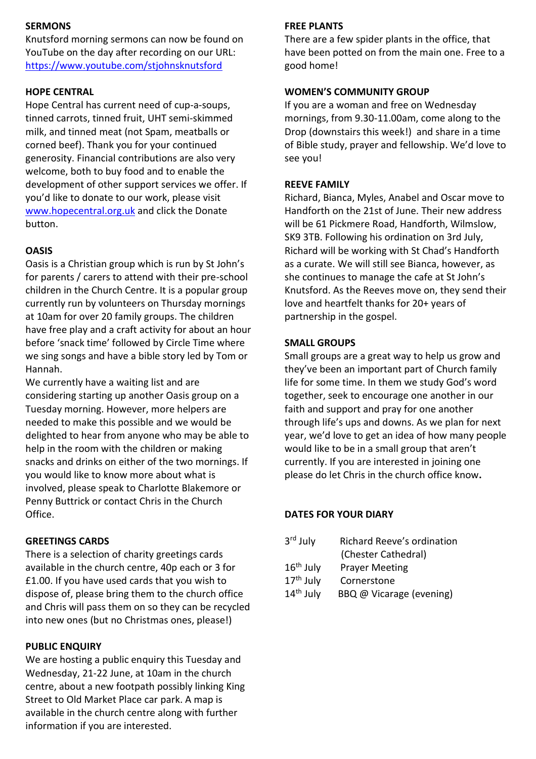**SERMONS**

Knutsford morning sermons can now be found on YouTube on the day after recording on our URL: https://www.youtube.com/stjohnsknutsford

**HOPE CENTRAL**

Hope Central has current need of cup-a-soups, tinned carrots, tinned fruit, UHT semi-skimmed milk, and tinned meat (not Spam, meatballs or corned beef). Thank you for your continued generosity. Financial contributions are also very welcome, both to buy food and to enable the development of other support services we offer. If you'd like to donate to our work, please visit www.hopecentral.org.uk and click the Donate button.

**OASIS**

Oasis is a Christian group which is run by St John's for parents / carers to attend with their pre-school children in the Church Centre. It is a popular group currently run by volunteers on Thursday mornings at 10am for over 20 family groups. The children have free play and a craft activity for about an hour before 'snack time' followed by Circle Time where we sing songs and have a bible story led by Tom or Hannah.

We currently have a waiting list and are considering starting up another Oasis group on a Tuesday morning. However, more helpers are needed to make this possible and we would be delighted to hear from anyone who may be able to help in the room with the children or making snacks and drinks on either of the two mornings. If you would like to know more about what is involved, please speak to Charlotte Blakemore or Penny Buttrick or contact Chris in the Church Office.

**GREETINGS CARDS**

There is a selection of charity greetings cards available in the church centre, 40p each or 3 for £1.00. If you have used cards that you wish to dispose of, please bring them to the church office and Chris will pass them on so they can be recycled into new ones (but no Christmas ones, please!)

**PUBLIC ENQUIRY**

We are hosting a public enquiry this Tuesday and Wednesday, 21-22 June, at 10am in the church centre, about a new footpath possibly linking King Street to Old Market Place car park. A map is available in the church centre along with further information if you are interested.

**FREE PLANTS**

There are a few spider plants in the office, that have been potted on from the main one. Free to a good home!

**WOMEN'S COMMUNITY GROUP**

If you are a woman and free on Wednesday mornings, from 9.30-11.00am, come along to the Drop (downstairs this week!) and share in a time of Bible study, prayer and fellowship. We'd love to see you!

**REEVE FAMILY**

Richard, Bianca, Myles, Anabel and Oscar move to Handforth on the 21st of June. Their new address will be 61 Pickmere Road, Handforth, Wilmslow, SK9 3TB. Following his ordination on 3rd July, Richard will be working with St Chad's Handforth as a curate. We will still see Bianca, however, as she continues to manage the cafe at St John's Knutsford. As the Reeves move on, they send their love and heartfelt thanks for 20+ years of partnership in the gospel.

**SMALL GROUPS**

Small groups are a great way to help us grow and they've been an important part of Church family life for some time. In them we study God's word together, seek to encourage one another in our faith and support and pray for one another through life's ups and downs. As we plan for next year, we'd love to get an idea of how many people would like to be in a small group that aren't currently. If you are interested in joining one please do let Chris in the church office know**.**

**DATES FOR YOUR DIARY**

| | |
|---|---|
| 3rd July | Richard Reeve's ordination (Chester Cathedral) |
| 16th July | Prayer Meeting |
| 17th July | Cornerstone |
| 14th July | BBQ @ Vicarage (evening) |